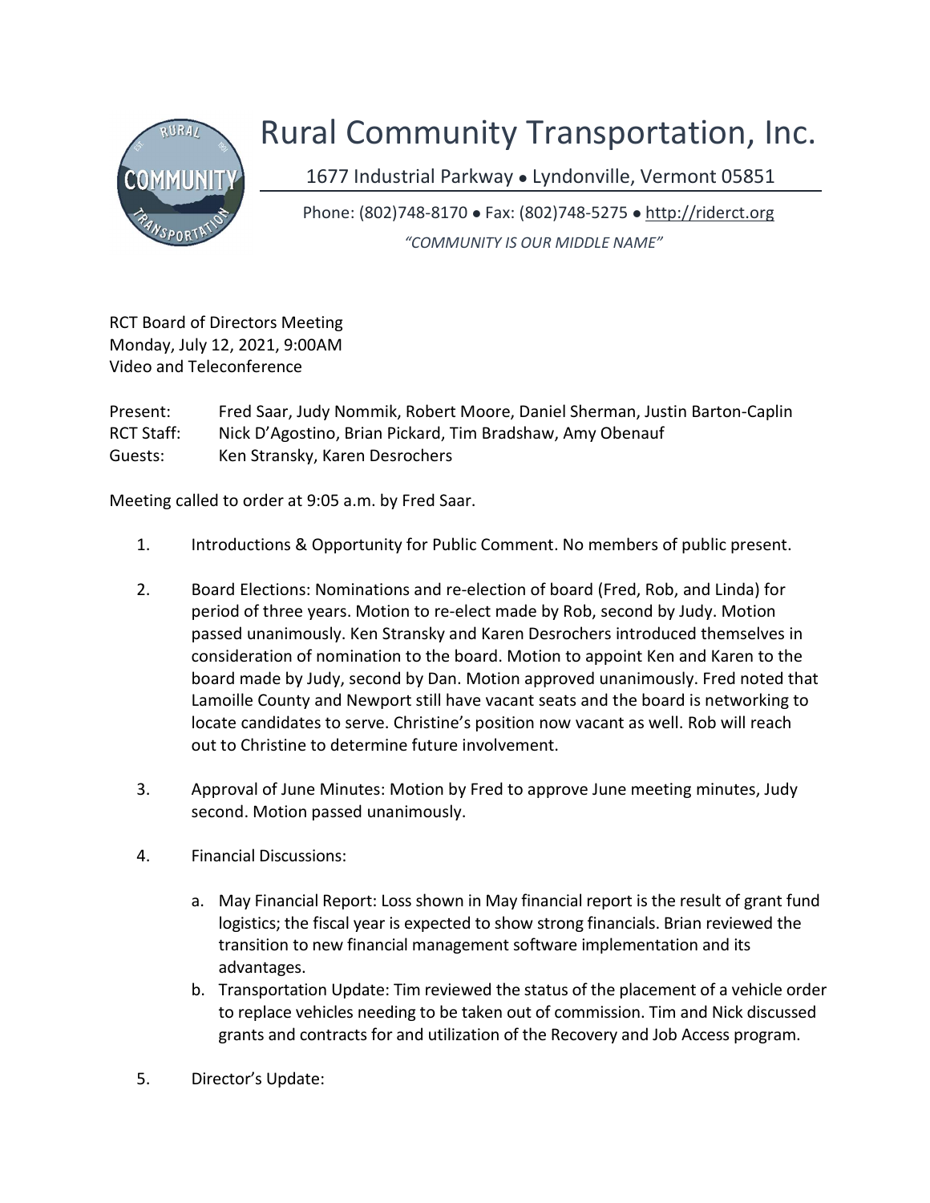# Rural Community Transportation, Inc.

1677 Industrial Parkway • Lyndonville, Vermont 05851

Phone: (802)748-8170 • Fax: (802)748-5275 • http://riderct.org

*"COMMUNITY IS OUR MIDDLE NAME"*

RCT Board of Directors Meeting
Monday, July 12, 2021, 9:00AM
Video and Teleconference

Present: Fred Saar, Judy Nommik, Robert Moore, Daniel Sherman, Justin Barton-Caplin
RCT Staff: Nick D'Agostino, Brian Pickard, Tim Bradshaw, Amy Obenauf
Guests: Ken Stransky, Karen Desrochers

Meeting called to order at 9:05 a.m. by Fred Saar.

1. Introductions & Opportunity for Public Comment. No members of public present.

2. Board Elections: Nominations and re-election of board (Fred, Rob, and Linda) for period of three years. Motion to re-elect made by Rob, second by Judy. Motion passed unanimously. Ken Stransky and Karen Desrochers introduced themselves in consideration of nomination to the board. Motion to appoint Ken and Karen to the board made by Judy, second by Dan. Motion approved unanimously. Fred noted that Lamoille County and Newport still have vacant seats and the board is networking to locate candidates to serve. Christine's position now vacant as well. Rob will reach out to Christine to determine future involvement.

3. Approval of June Minutes: Motion by Fred to approve June meeting minutes, Judy second. Motion passed unanimously.

4. Financial Discussions:

   a. May Financial Report: Loss shown in May financial report is the result of grant fund logistics; the fiscal year is expected to show strong financials. Brian reviewed the transition to new financial management software implementation and its advantages.
   b. Transportation Update: Tim reviewed the status of the placement of a vehicle order to replace vehicles needing to be taken out of commission. Tim and Nick discussed grants and contracts for and utilization of the Recovery and Job Access program.

5. Director's Update: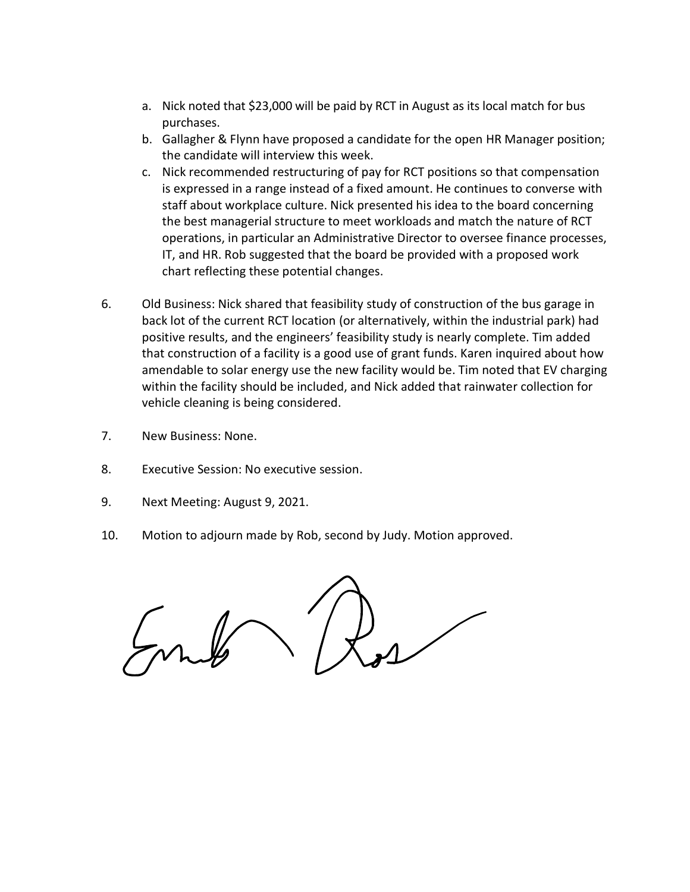a. Nick noted that $23,000 will be paid by RCT in August as its local match for bus purchases.
   b. Gallagher & Flynn have proposed a candidate for the open HR Manager position; the candidate will interview this week.
   c. Nick recommended restructuring of pay for RCT positions so that compensation is expressed in a range instead of a fixed amount. He continues to converse with staff about workplace culture. Nick presented his idea to the board concerning the best managerial structure to meet workloads and match the nature of RCT operations, in particular an Administrative Director to oversee finance processes, IT, and HR. Rob suggested that the board be provided with a proposed work chart reflecting these potential changes.

6. Old Business: Nick shared that feasibility study of construction of the bus garage in back lot of the current RCT location (or alternatively, within the industrial park) had positive results, and the engineers' feasibility study is nearly complete. Tim added that construction of a facility is a good use of grant funds. Karen inquired about how amendable to solar energy use the new facility would be. Tim noted that EV charging within the facility should be included, and Nick added that rainwater collection for vehicle cleaning is being considered.

7. New Business: None.

8. Executive Session: No executive session.

9. Next Meeting: August 9, 2021.

10. Motion to adjourn made by Rob, second by Judy. Motion approved.